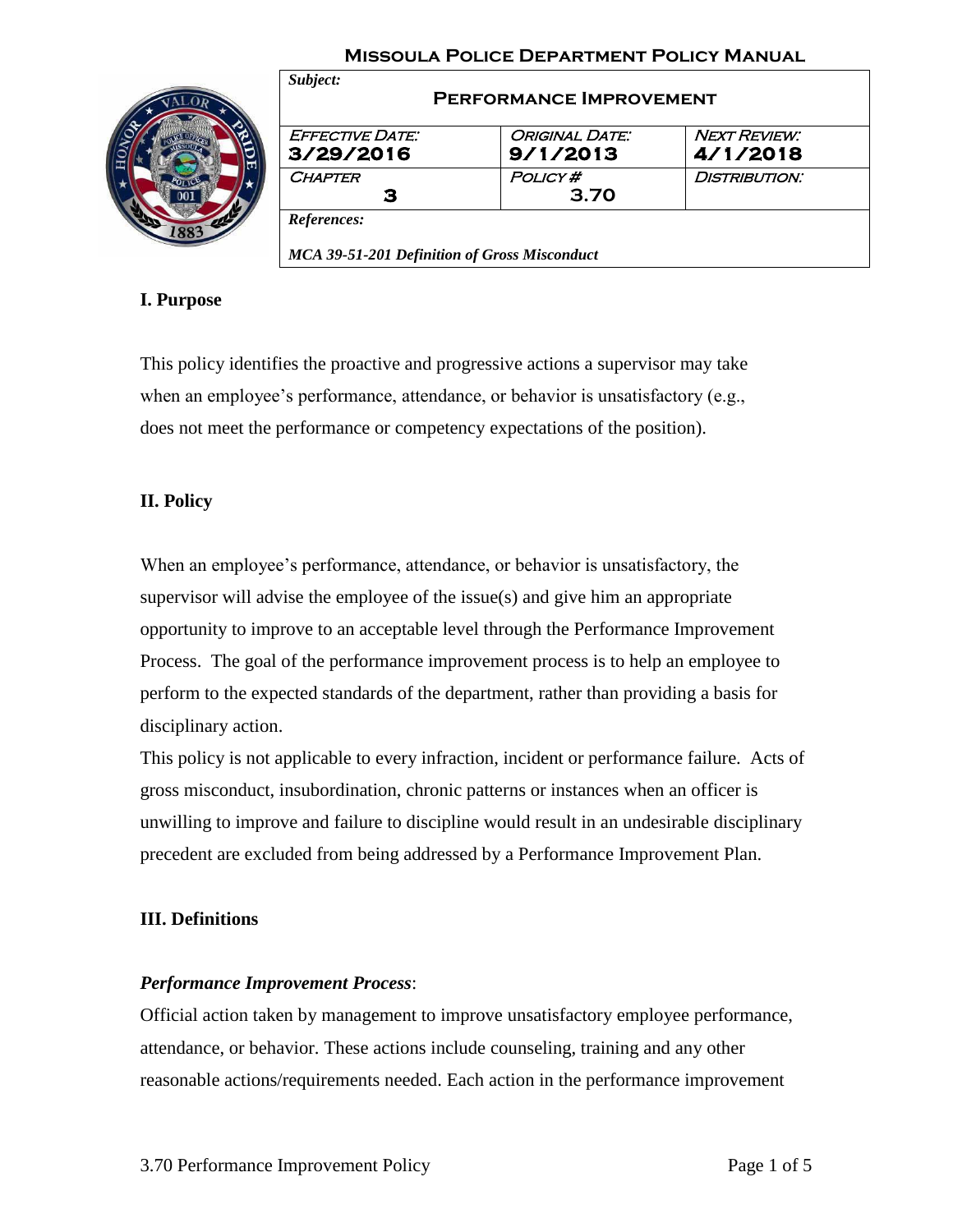# Missoula Police Department Policy Manual

| | | |
|---|---|---|
| ***Subject:*** **Performance Improvement** | | |
| *Effective Date:* **3/29/2016** | *Original Date:* **9/1/2013** | *Next Review:* **4/1/2018** |
| *Chapter* **3** | *Policy #* **3.70** | *Distribution:* |
| ***References:*** ***MCA 39-51-201 Definition of Gross Misconduct*** | | |

## I. Purpose

This policy identifies the proactive and progressive actions a supervisor may take when an employee's performance, attendance, or behavior is unsatisfactory (e.g., does not meet the performance or competency expectations of the position).

## II. Policy

When an employee's performance, attendance, or behavior is unsatisfactory, the supervisor will advise the employee of the issue(s) and give him an appropriate opportunity to improve to an acceptable level through the Performance Improvement Process. The goal of the performance improvement process is to help an employee to perform to the expected standards of the department, rather than providing a basis for disciplinary action.

This policy is not applicable to every infraction, incident or performance failure. Acts of gross misconduct, insubordination, chronic patterns or instances when an officer is unwilling to improve and failure to discipline would result in an undesirable disciplinary precedent are excluded from being addressed by a Performance Improvement Plan.

## III. Definitions

***Performance Improvement Process***:

Official action taken by management to improve unsatisfactory employee performance, attendance, or behavior. These actions include counseling, training and any other reasonable actions/requirements needed. Each action in the performance improvement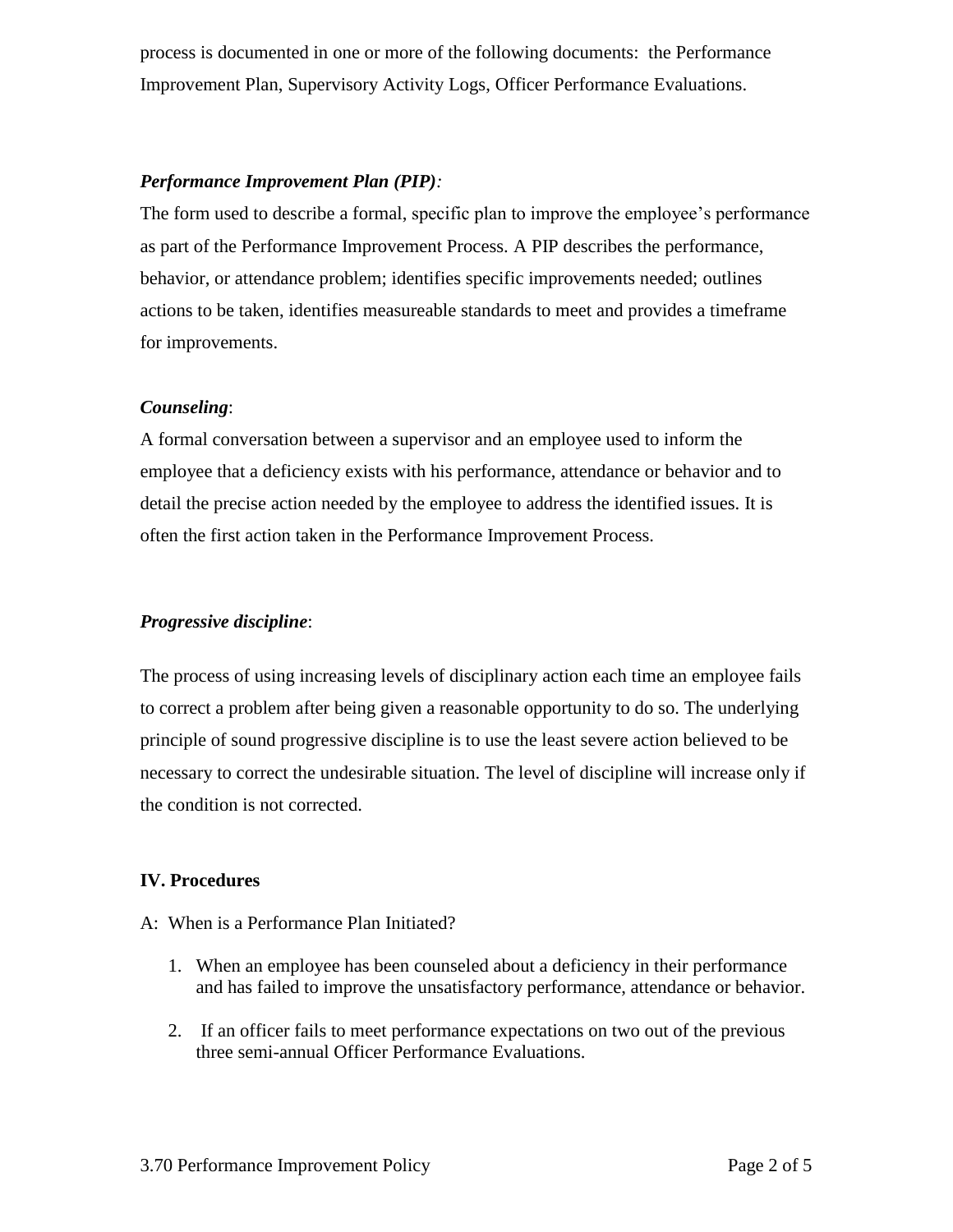process is documented in one or more of the following documents: the Performance Improvement Plan, Supervisory Activity Logs, Officer Performance Evaluations.

***Performance Improvement Plan (PIP)***:

The form used to describe a formal, specific plan to improve the employee's performance as part of the Performance Improvement Process. A PIP describes the performance, behavior, or attendance problem; identifies specific improvements needed; outlines actions to be taken, identifies measureable standards to meet and provides a timeframe for improvements.

***Counseling***:

A formal conversation between a supervisor and an employee used to inform the employee that a deficiency exists with his performance, attendance or behavior and to detail the precise action needed by the employee to address the identified issues. It is often the first action taken in the Performance Improvement Process.

***Progressive discipline***:

The process of using increasing levels of disciplinary action each time an employee fails to correct a problem after being given a reasonable opportunity to do so. The underlying principle of sound progressive discipline is to use the least severe action believed to be necessary to correct the undesirable situation. The level of discipline will increase only if the condition is not corrected.

**IV. Procedures**

A: When is a Performance Plan Initiated?

1. When an employee has been counseled about a deficiency in their performance and has failed to improve the unsatisfactory performance, attendance or behavior.
2. If an officer fails to meet performance expectations on two out of the previous three semi-annual Officer Performance Evaluations.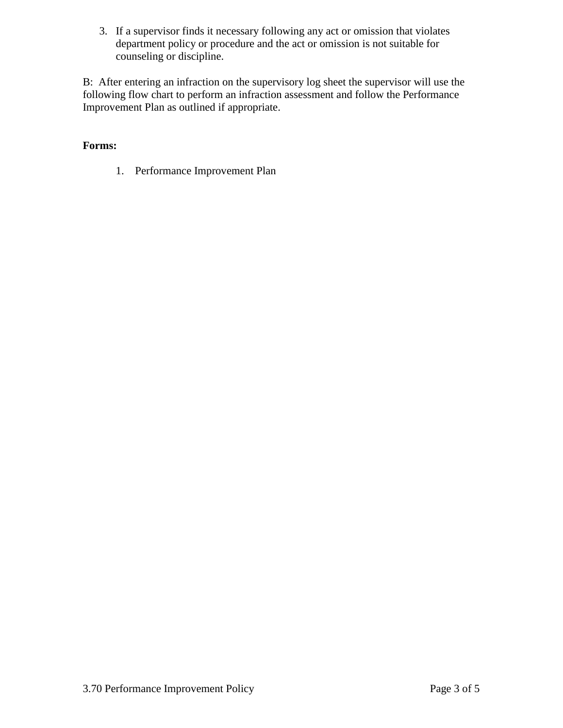3. If a supervisor finds it necessary following any act or omission that violates department policy or procedure and the act or omission is not suitable for counseling or discipline.

B: After entering an infraction on the supervisory log sheet the supervisor will use the following flow chart to perform an infraction assessment and follow the Performance Improvement Plan as outlined if appropriate.

**Forms:**

1. Performance Improvement Plan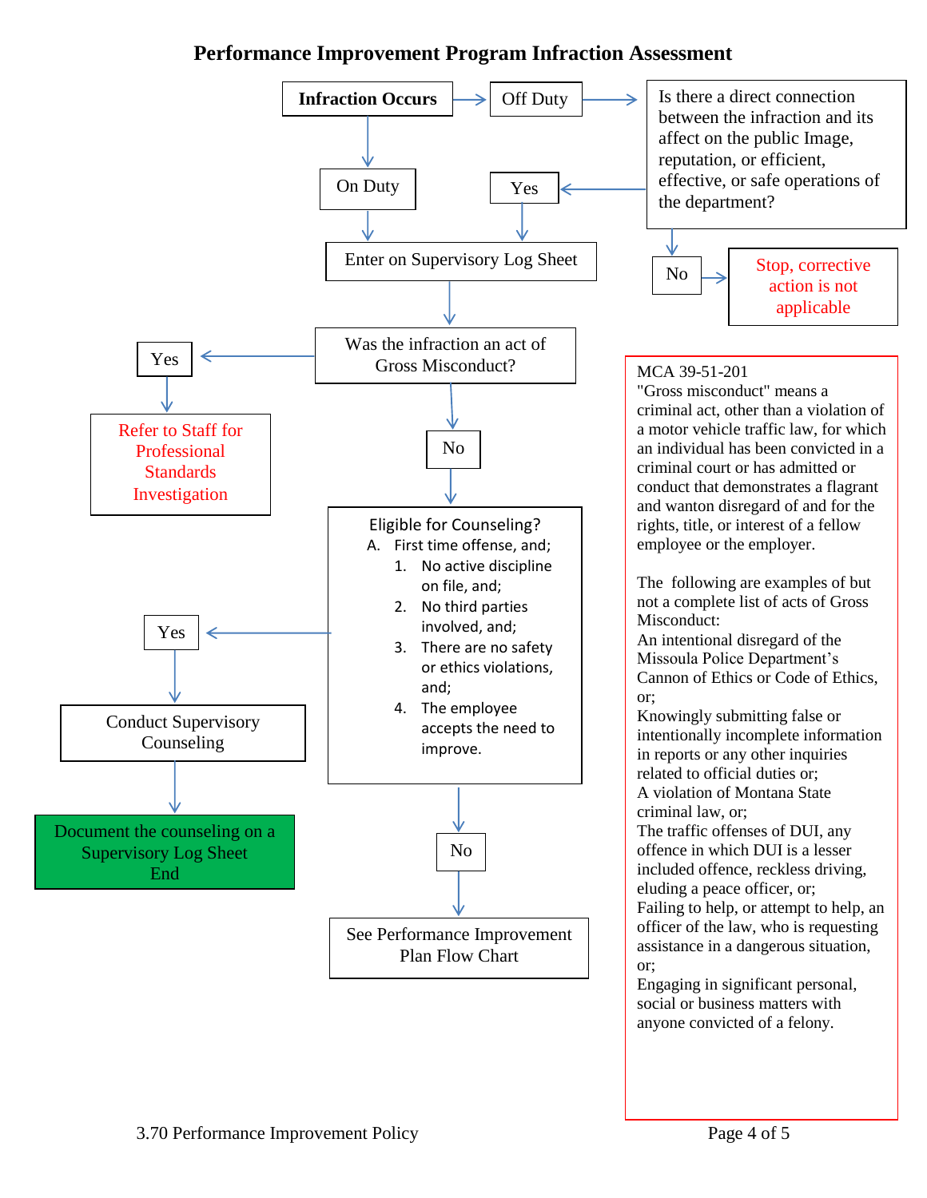# Performance Improvement Program Infraction Assessment

Infraction Occurs

Off Duty

Is there a direct connection between the infraction and its affect on the public Image, reputation, or efficient, effective, or safe operations of the department?

Yes

No

Stop, corrective action is not applicable

On Duty

Enter on Supervisory Log Sheet

Was the infraction an act of Gross Misconduct?

Yes

Refer to Staff for Professional Standards Investigation

No

Eligible for Counseling?

A. First time offense, and;
   1. No active discipline on file, and;
   2. No third parties involved, and;
   3. There are no safety or ethics violations, and;
   4. The employee accepts the need to improve.

Yes

Conduct Supervisory Counseling

Document the counseling on a Supervisory Log Sheet
End

No

See Performance Improvement Plan Flow Chart

MCA 39-51-201
"Gross misconduct" means a criminal act, other than a violation of a motor vehicle traffic law, for which an individual has been convicted in a criminal court or has admitted or conduct that demonstrates a flagrant and wanton disregard of and for the rights, title, or interest of a fellow employee or the employer.

The following are examples of but not a complete list of acts of Gross Misconduct:
An intentional disregard of the Missoula Police Department's Cannon of Ethics or Code of Ethics, or;
Knowingly submitting false or intentionally incomplete information in reports or any other inquiries related to official duties or;
A violation of Montana State criminal law, or;
The traffic offenses of DUI, any offence in which DUI is a lesser included offence, reckless driving, eluding a peace officer, or;
Failing to help, or attempt to help, an officer of the law, who is requesting assistance in a dangerous situation, or;
Engaging in significant personal, social or business matters with anyone convicted of a felony.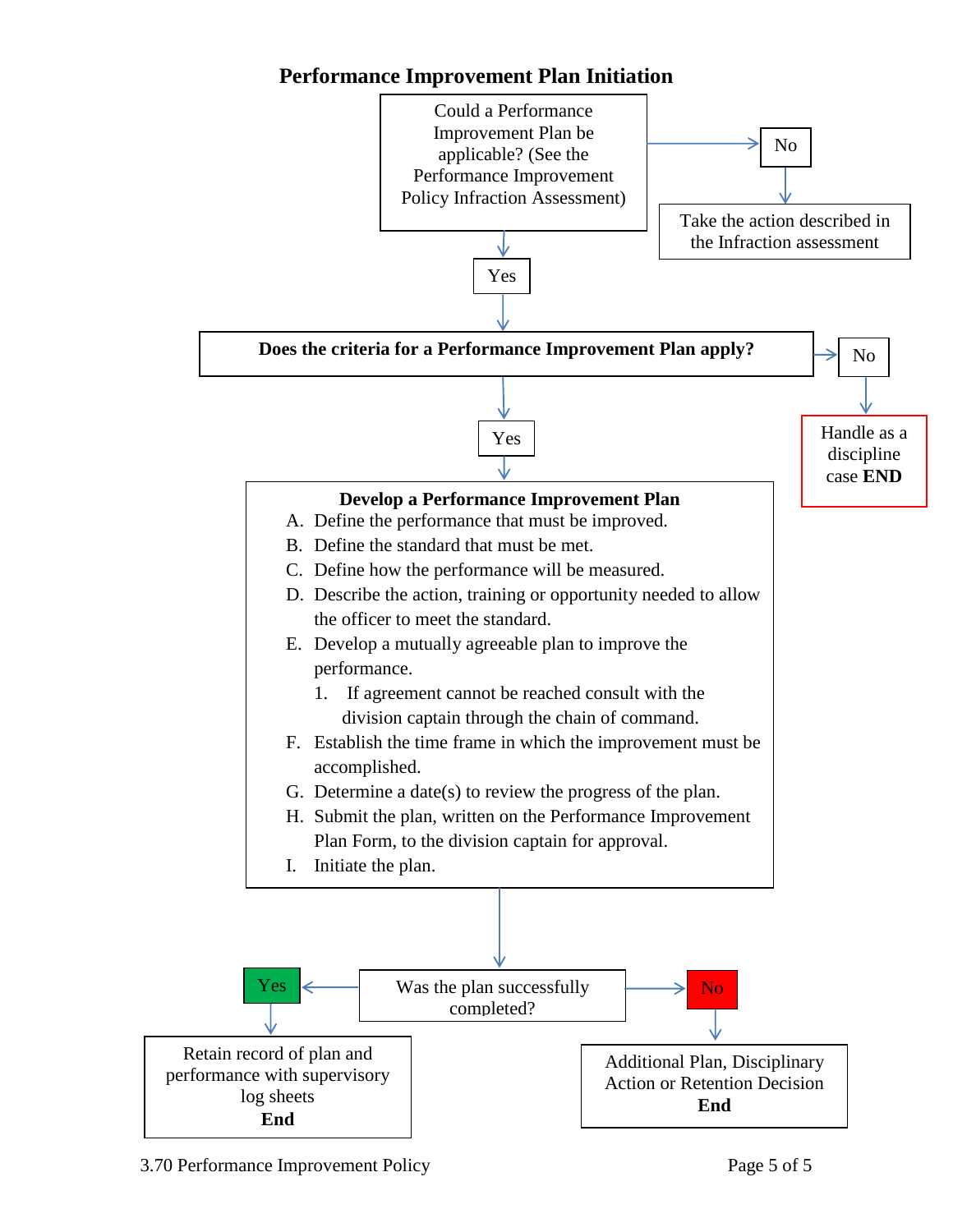# Performance Improvement Plan Initiation

Could a Performance Improvement Plan be applicable? (See the Performance Improvement Policy Infraction Assessment)

No

Take the action described in the Infraction assessment

Yes

**Does the criteria for a Performance Improvement Plan apply?**

No

Handle as a discipline case **END**

Yes

**Develop a Performance Improvement Plan**

A. Define the performance that must be improved.
B. Define the standard that must be met.
C. Define how the performance will be measured.
D. Describe the action, training or opportunity needed to allow the officer to meet the standard.
E. Develop a mutually agreeable plan to improve the performance.
   1. If agreement cannot be reached consult with the division captain through the chain of command.
F. Establish the time frame in which the improvement must be accomplished.
G. Determine a date(s) to review the progress of the plan.
H. Submit the plan, written on the Performance Improvement Plan Form, to the division captain for approval.
I. Initiate the plan.

Was the plan successfully completed?

Yes

Retain record of plan and performance with supervisory log sheets
**End**

No

Additional Plan, Disciplinary Action or Retention Decision
**End**

3.70 Performance Improvement Policy